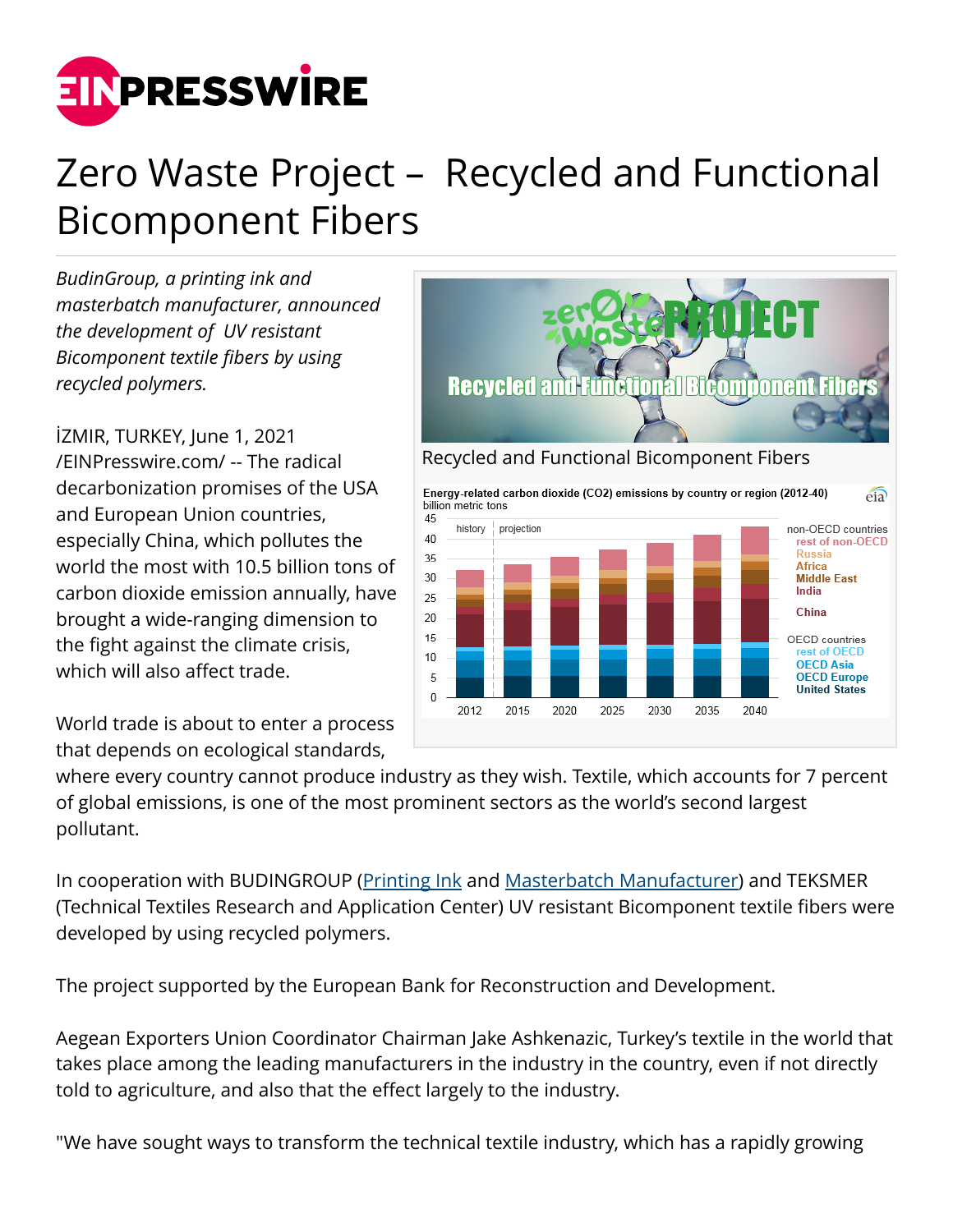# Zero Waste Project – Recycled and Functional Bicomponent Fibers

*BudinGroup, a printing ink and masterbatch manufacturer, announced the development of UV resistant Bicomponent textile fibers by using recycled polymers.*

Recycled and Functional Bicomponent Fibers

İZMIR, TURKEY, June 1, 2021 /EINPresswire.com/ -- The radical decarbonization promises of the USA and European Union countries, especially China, which pollutes the world the most with 10.5 billion tons of carbon dioxide emission annually, have brought a wide-ranging dimension to the fight against the climate crisis, which will also affect trade.

World trade is about to enter a process that depends on ecological standards, where every country cannot produce industry as they wish. Textile, which accounts for 7 percent of global emissions, is one of the most prominent sectors as the world's second largest pollutant.

In cooperation with BUDINGROUP ([Printing Ink] and [Masterbatch Manufacturer]) and TEKSMER (Technical Textiles Research and Application Center) UV resistant Bicomponent textile fibers were developed by using recycled polymers.

The project supported by the European Bank for Reconstruction and Development.

Aegean Exporters Union Coordinator Chairman Jake Ashkenazic, Turkey's textile in the world that takes place among the leading manufacturers in the industry in the country, even if not directly told to agriculture, and also that the effect largely to the industry.

"We have sought ways to transform the technical textile industry, which has a rapidly growing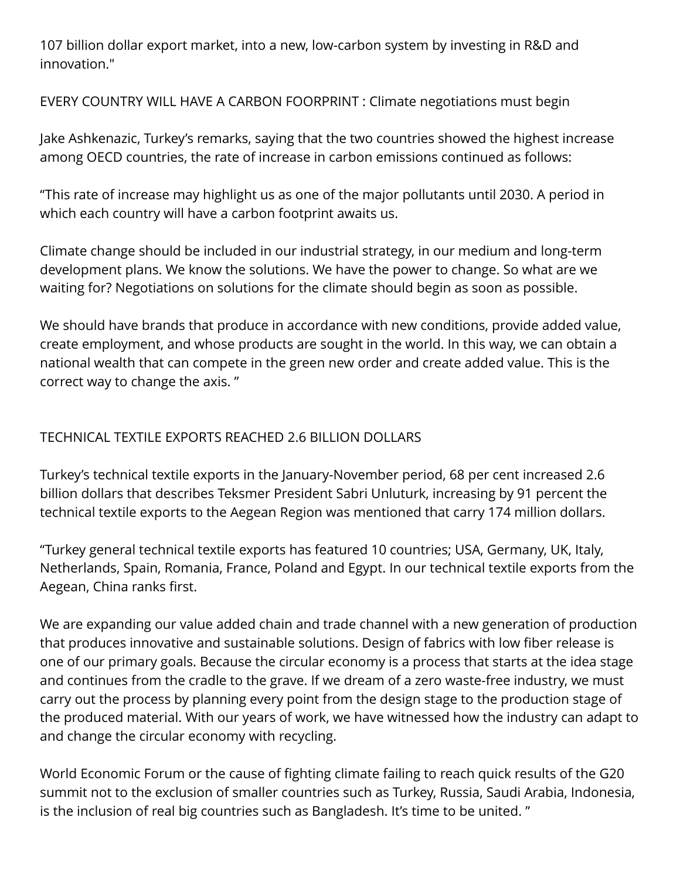107 billion dollar export market, into a new, low-carbon system by investing in R&D and innovation."

## EVERY COUNTRY WILL HAVE A CARBON FOORPRINT : Climate negotiations must begin

Jake Ashkenazic, Turkey's remarks, saying that the two countries showed the highest increase among OECD countries, the rate of increase in carbon emissions continued as follows:

"This rate of increase may highlight us as one of the major pollutants until 2030. A period in which each country will have a carbon footprint awaits us.

Climate change should be included in our industrial strategy, in our medium and long-term development plans. We know the solutions. We have the power to change. So what are we waiting for? Negotiations on solutions for the climate should begin as soon as possible.

We should have brands that produce in accordance with new conditions, provide added value, create employment, and whose products are sought in the world. In this way, we can obtain a national wealth that can compete in the green new order and create added value. This is the correct way to change the axis. "

## TECHNICAL TEXTILE EXPORTS REACHED 2.6 BILLION DOLLARS

Turkey's technical textile exports in the January-November period, 68 per cent increased 2.6 billion dollars that describes Teksmer President Sabri Unluturk, increasing by 91 percent the technical textile exports to the Aegean Region was mentioned that carry 174 million dollars.

"Turkey general technical textile exports has featured 10 countries; USA, Germany, UK, Italy, Netherlands, Spain, Romania, France, Poland and Egypt. In our technical textile exports from the Aegean, China ranks first.

We are expanding our value added chain and trade channel with a new generation of production that produces innovative and sustainable solutions. Design of fabrics with low fiber release is one of our primary goals. Because the circular economy is a process that starts at the idea stage and continues from the cradle to the grave. If we dream of a zero waste-free industry, we must carry out the process by planning every point from the design stage to the production stage of the produced material. With our years of work, we have witnessed how the industry can adapt to and change the circular economy with recycling.

World Economic Forum or the cause of fighting climate failing to reach quick results of the G20 summit not to the exclusion of smaller countries such as Turkey, Russia, Saudi Arabia, Indonesia, is the inclusion of real big countries such as Bangladesh. It's time to be united. "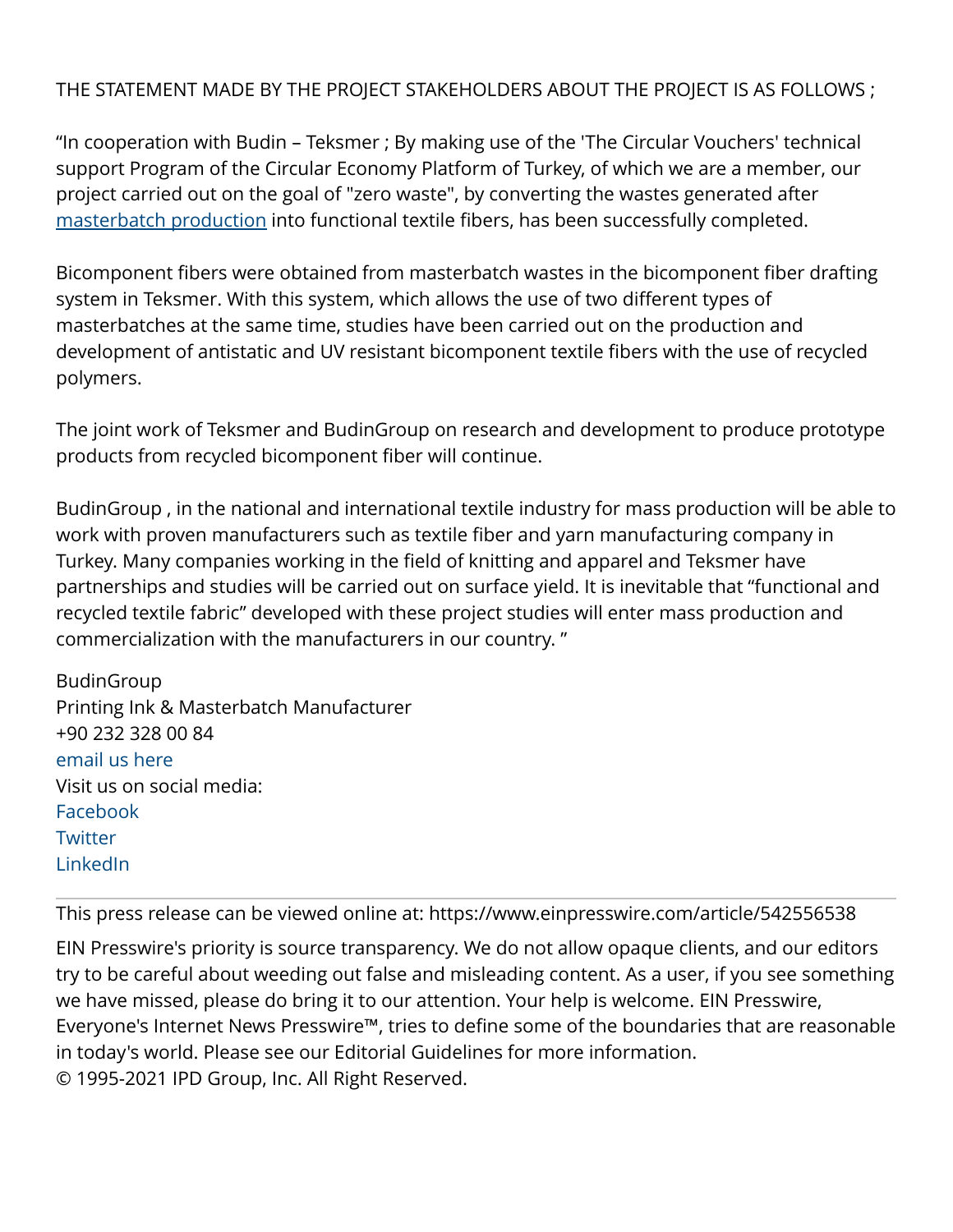THE STATEMENT MADE BY THE PROJECT STAKEHOLDERS ABOUT THE PROJECT IS AS FOLLOWS ;

“In cooperation with Budin – Teksmer ; By making use of the 'The Circular Vouchers' technical support Program of the Circular Economy Platform of Turkey, of which we are a member, our project carried out on the goal of "zero waste", by converting the wastes generated after masterbatch production into functional textile fibers, has been successfully completed.

Bicomponent fibers were obtained from masterbatch wastes in the bicomponent fiber drafting system in Teksmer. With this system, which allows the use of two different types of masterbatches at the same time, studies have been carried out on the production and development of antistatic and UV resistant bicomponent textile fibers with the use of recycled polymers.

The joint work of Teksmer and BudinGroup on research and development to produce prototype products from recycled bicomponent fiber will continue.

BudinGroup , in the national and international textile industry for mass production will be able to work with proven manufacturers such as textile fiber and yarn manufacturing company in Turkey. Many companies working in the field of knitting and apparel and Teksmer have partnerships and studies will be carried out on surface yield. It is inevitable that “functional and recycled textile fabric” developed with these project studies will enter mass production and commercialization with the manufacturers in our country. ”

BudinGroup
Printing Ink & Masterbatch Manufacturer
+90 232 328 00 84
email us here
Visit us on social media:
Facebook
Twitter
LinkedIn

---

This press release can be viewed online at: https://www.einpresswire.com/article/542556538

EIN Presswire's priority is source transparency. We do not allow opaque clients, and our editors try to be careful about weeding out false and misleading content. As a user, if you see something we have missed, please do bring it to our attention. Your help is welcome. EIN Presswire, Everyone's Internet News Presswire™, tries to define some of the boundaries that are reasonable in today's world. Please see our Editorial Guidelines for more information.
© 1995-2021 IPD Group, Inc. All Right Reserved.